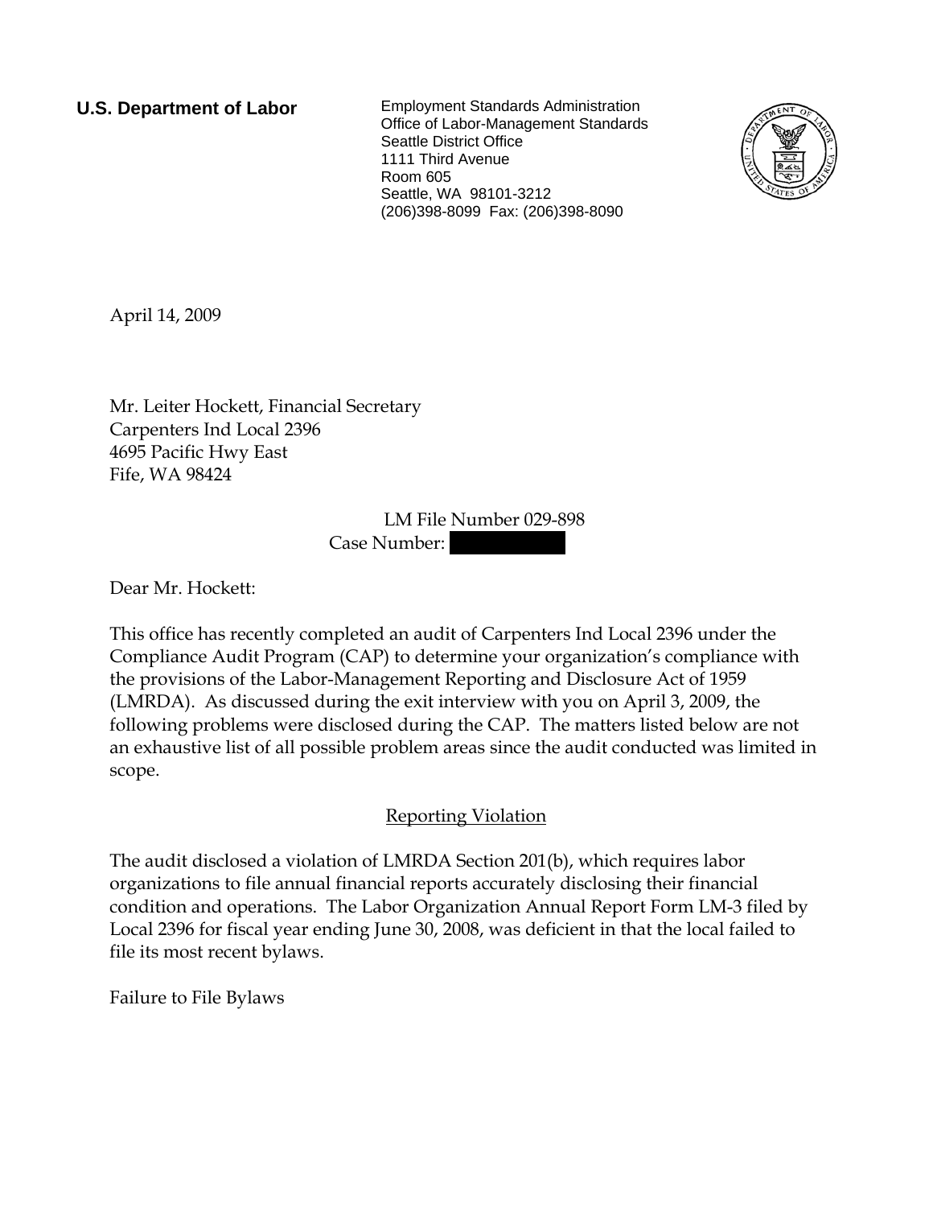**U.S. Department of Labor**

Employment Standards Administration
Office of Labor-Management Standards
Seattle District Office
1111 Third Avenue
Room 605
Seattle, WA 98101-3212
(206)398-8099 Fax: (206)398-8090

April 14, 2009

Mr. Leiter Hockett, Financial Secretary
Carpenters Ind Local 2396
4695 Pacific Hwy East
Fife, WA 98424

LM File Number 029-898
Case Number: [REDACTED]

Dear Mr. Hockett:

This office has recently completed an audit of Carpenters Ind Local 2396 under the Compliance Audit Program (CAP) to determine your organization's compliance with the provisions of the Labor-Management Reporting and Disclosure Act of 1959 (LMRDA). As discussed during the exit interview with you on April 3, 2009, the following problems were disclosed during the CAP. The matters listed below are not an exhaustive list of all possible problem areas since the audit conducted was limited in scope.

## Reporting Violation

The audit disclosed a violation of LMRDA Section 201(b), which requires labor organizations to file annual financial reports accurately disclosing their financial condition and operations. The Labor Organization Annual Report Form LM-3 filed by Local 2396 for fiscal year ending June 30, 2008, was deficient in that the local failed to file its most recent bylaws.

Failure to File Bylaws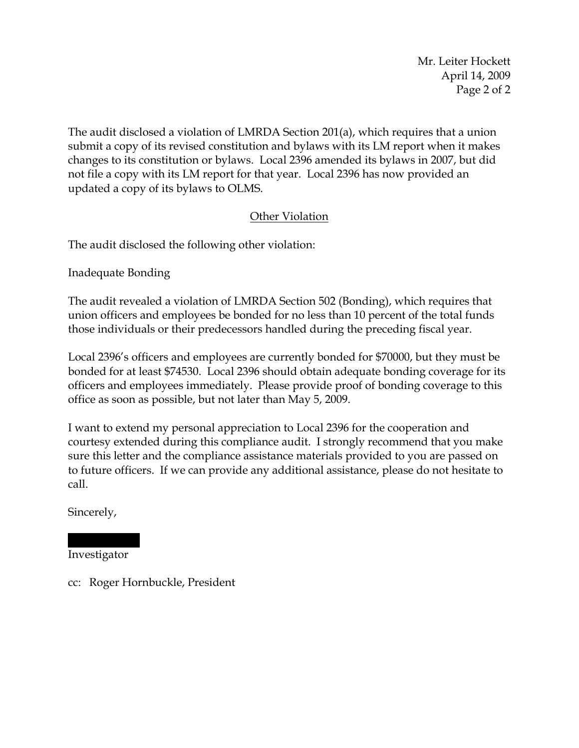The audit disclosed a violation of LMRDA Section 201(a), which requires that a union submit a copy of its revised constitution and bylaws with its LM report when it makes changes to its constitution or bylaws. Local 2396 amended its bylaws in 2007, but did not file a copy with its LM report for that year. Local 2396 has now provided an updated a copy of its bylaws to OLMS.

## Other Violation

The audit disclosed the following other violation:

Inadequate Bonding

The audit revealed a violation of LMRDA Section 502 (Bonding), which requires that union officers and employees be bonded for no less than 10 percent of the total funds those individuals or their predecessors handled during the preceding fiscal year.

Local 2396's officers and employees are currently bonded for $70000, but they must be bonded for at least $74530. Local 2396 should obtain adequate bonding coverage for its officers and employees immediately. Please provide proof of bonding coverage to this office as soon as possible, but not later than May 5, 2009.

I want to extend my personal appreciation to Local 2396 for the cooperation and courtesy extended during this compliance audit. I strongly recommend that you make sure this letter and the compliance assistance materials provided to you are passed on to future officers. If we can provide any additional assistance, please do not hesitate to call.

Sincerely,

Investigator

cc: Roger Hornbuckle, President